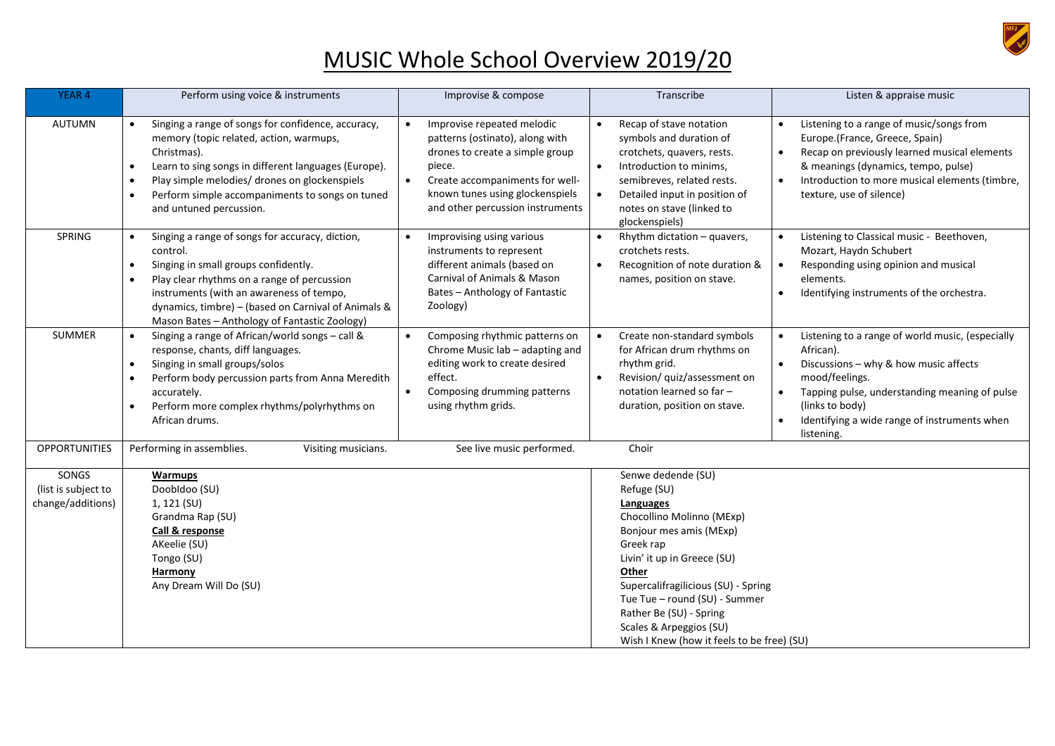# MUSIC Whole School Overview 2019/20

| YEAR 4 | Perform using voice & instruments | Improvise & compose | Transcribe | Listen & appraise music |
|---|---|---|---|---|
| AUTUMN | • Singing a range of songs for confidence, accuracy, memory (topic related, action, warmups, Christmas).<br>• Learn to sing songs in different languages (Europe).<br>• Play simple melodies/ drones on glockenspiels<br>• Perform simple accompaniments to songs on tuned and untuned percussion. | • Improvise repeated melodic patterns (ostinato), along with drones to create a simple group piece.<br>• Create accompaniments for well-known tunes using glockenspiels and other percussion instruments | • Recap of stave notation symbols and duration of crotchets, quavers, rests.<br>• Introduction to minims, semibreves, related rests.<br>• Detailed input in position of notes on stave (linked to glockenspiels) | • Listening to a range of music/songs from Europe.(France, Greece, Spain)<br>• Recap on previously learned musical elements & meanings (dynamics, tempo, pulse)<br>• Introduction to more musical elements (timbre, texture, use of silence) |
| SPRING | • Singing a range of songs for accuracy, diction, control.<br>• Singing in small groups confidently.<br>• Play clear rhythms on a range of percussion instruments (with an awareness of tempo, dynamics, timbre) – (based on Carnival of Animals & Mason Bates – Anthology of Fantastic Zoology) | • Improvising using various instruments to represent different animals (based on Carnival of Animals & Mason Bates – Anthology of Fantastic Zoology) | • Rhythm dictation – quavers, crotchets rests.<br>• Recognition of note duration & names, position on stave. | • Listening to Classical music - Beethoven, Mozart, Haydn Schubert<br>• Responding using opinion and musical elements.<br>• Identifying instruments of the orchestra. |
| SUMMER | • Singing a range of African/world songs – call & response, chants, diff languages.<br>• Singing in small groups/solos<br>• Perform body percussion parts from Anna Meredith accurately.<br>• Perform more complex rhythms/polyrhythms on African drums. | • Composing rhythmic patterns on Chrome Music lab – adapting and editing work to create desired effect.<br>• Composing drumming patterns using rhythm grids. | • Create non-standard symbols for African drum rhythms on rhythm grid.<br>• Revision/ quiz/assessment on notation learned so far – duration, position on stave. | • Listening to a range of world music, (especially African).<br>• Discussions – why & how music affects mood/feelings.<br>• Tapping pulse, understanding meaning of pulse (links to body)<br>• Identifying a wide range of instruments when listening. |
| OPPORTUNITIES | Performing in assemblies. Visiting musicians. | See live music performed. | Choir | |
| SONGS (list is subject to change/additions) | **Warmups**<br>DoobIdoo (SU)<br>1, 121 (SU)<br>Grandma Rap (SU)<br>**Call & response**<br>AKeelie (SU)<br>Tongo (SU)<br>**Harmony**<br>Any Dream Will Do (SU) | | Senwe dedende (SU)<br>Refuge (SU)<br>**Languages**<br>Chocollino Molinno (MExp)<br>Bonjour mes amis (MExp)<br>Greek rap<br>Livin' it up in Greece (SU)<br>**Other**<br>Supercalifragilicious (SU) - Spring<br>Tue Tue – round (SU) - Summer<br>Rather Be (SU) - Spring<br>Scales & Arpeggios (SU)<br>Wish I Knew (how it feels to be free) (SU) | |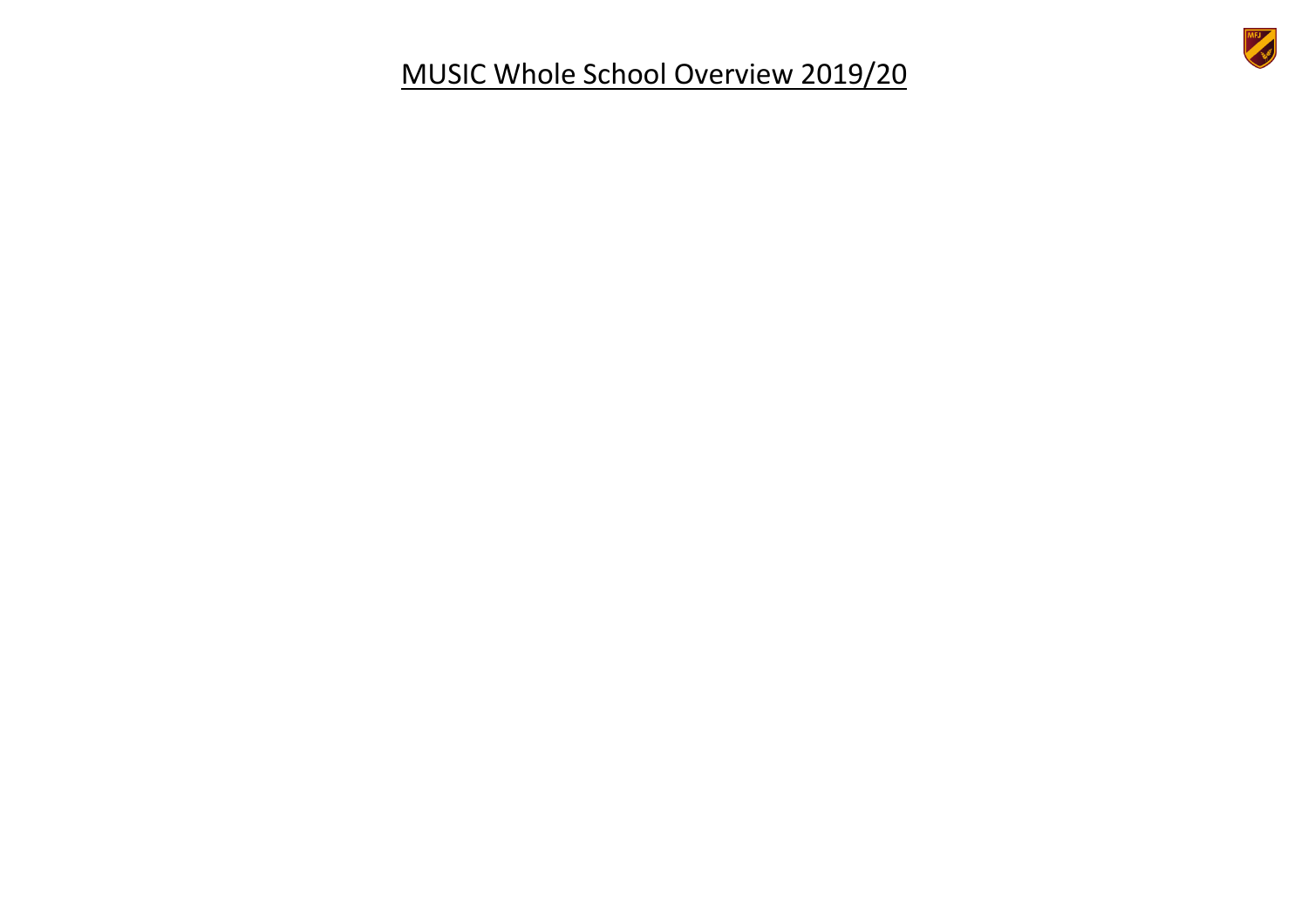# MUSIC Whole School Overview 2019/20